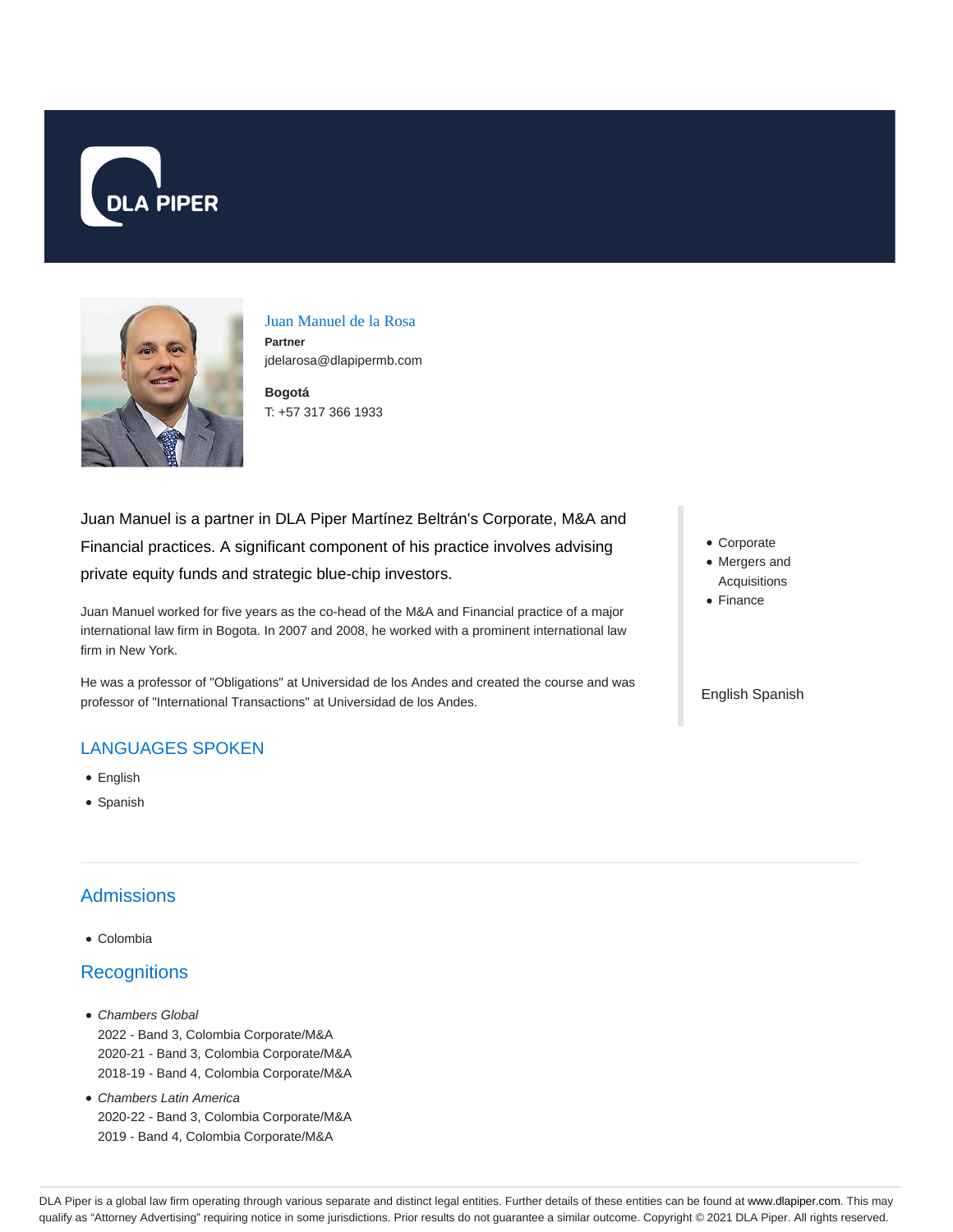DLA PIPER

# Juan Manuel de la Rosa

**Partner**
jdelarosa@dlapipermb.com

**Bogotá**
T: +57 317 366 1933

Juan Manuel is a partner in DLA Piper Martínez Beltrán's Corporate, M&A and Financial practices. A significant component of his practice involves advising private equity funds and strategic blue-chip investors.

Juan Manuel worked for five years as the co-head of the M&A and Financial practice of a major international law firm in Bogota. In 2007 and 2008, he worked with a prominent international law firm in New York.

He was a professor of "Obligations" at Universidad de los Andes and created the course and was professor of "International Transactions" at Universidad de los Andes.

- Corporate
- Mergers and Acquisitions
- Finance

English Spanish

## LANGUAGES SPOKEN

- English
- Spanish

## Admissions

- Colombia

## Recognitions

- *Chambers Global*
  2022 - Band 3, Colombia Corporate/M&A
  2020-21 - Band 3, Colombia Corporate/M&A
  2018-19 - Band 4, Colombia Corporate/M&A
- *Chambers Latin America*
  2020-22 - Band 3, Colombia Corporate/M&A
  2019 - Band 4, Colombia Corporate/M&A

DLA Piper is a global law firm operating through various separate and distinct legal entities. Further details of these entities can be found at www.dlapiper.com. This may qualify as "Attorney Advertising" requiring notice in some jurisdictions. Prior results do not guarantee a similar outcome. Copyright © 2021 DLA Piper. All rights reserved.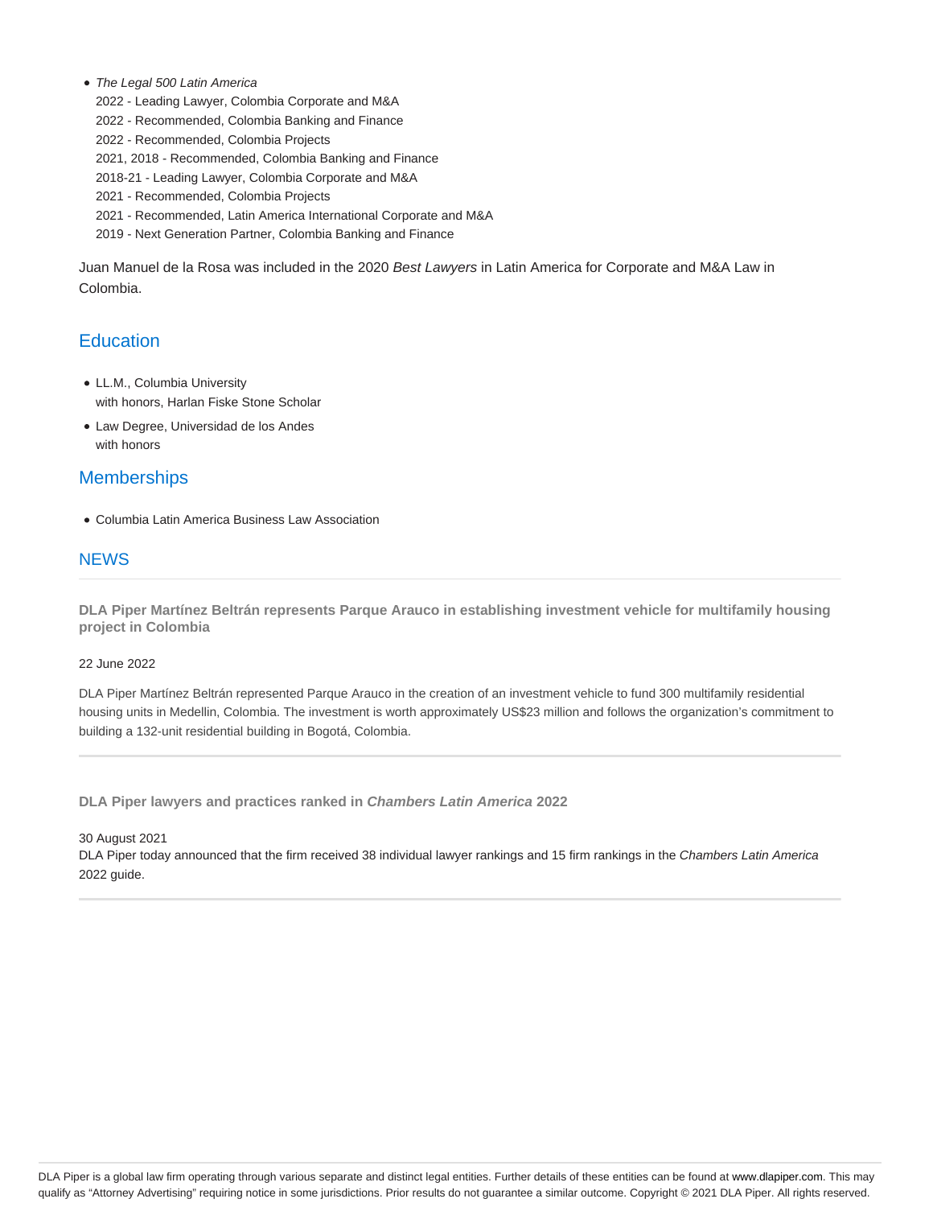- *The Legal 500 Latin America*
  2022 - Leading Lawyer, Colombia Corporate and M&A
  2022 - Recommended, Colombia Banking and Finance
  2022 - Recommended, Colombia Projects
  2021, 2018 - Recommended, Colombia Banking and Finance
  2018-21 - Leading Lawyer, Colombia Corporate and M&A
  2021 - Recommended, Colombia Projects
  2021 - Recommended, Latin America International Corporate and M&A
  2019 - Next Generation Partner, Colombia Banking and Finance

Juan Manuel de la Rosa was included in the 2020 *Best Lawyers* in Latin America for Corporate and M&A Law in Colombia.

## Education

- LL.M., Columbia University
  with honors, Harlan Fiske Stone Scholar
- Law Degree, Universidad de los Andes
  with honors

## Memberships

- Columbia Latin America Business Law Association

## NEWS

**DLA Piper Martínez Beltrán represents Parque Arauco in establishing investment vehicle for multifamily housing project in Colombia**

22 June 2022

DLA Piper Martínez Beltrán represented Parque Arauco in the creation of an investment vehicle to fund 300 multifamily residential housing units in Medellin, Colombia. The investment is worth approximately US$23 million and follows the organization's commitment to building a 132-unit residential building in Bogotá, Colombia.

**DLA Piper lawyers and practices ranked in *Chambers Latin America* 2022**

30 August 2021

DLA Piper today announced that the firm received 38 individual lawyer rankings and 15 firm rankings in the *Chambers Latin America* 2022 guide.

DLA Piper is a global law firm operating through various separate and distinct legal entities. Further details of these entities can be found at www.dlapiper.com. This may qualify as "Attorney Advertising" requiring notice in some jurisdictions. Prior results do not guarantee a similar outcome. Copyright © 2021 DLA Piper. All rights reserved.